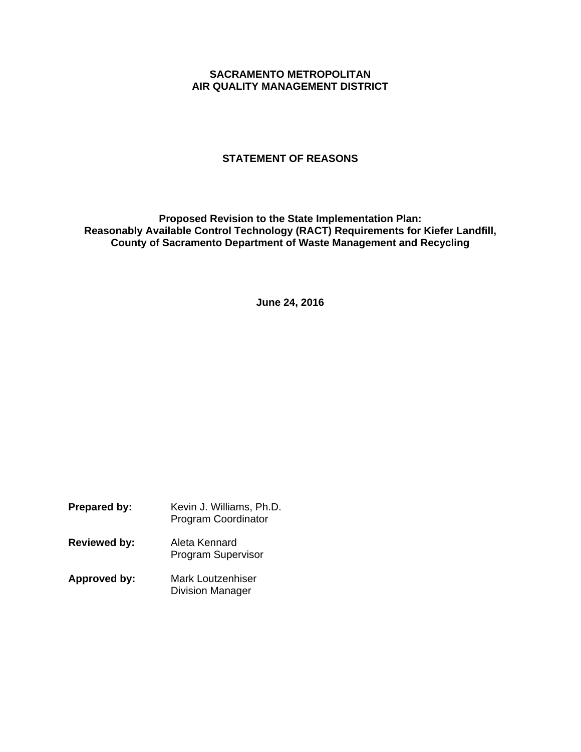**SACRAMENTO METROPOLITAN**
**AIR QUALITY MANAGEMENT DISTRICT**

# STATEMENT OF REASONS

## Proposed Revision to the State Implementation Plan: Reasonably Available Control Technology (RACT) Requirements for Kiefer Landfill, County of Sacramento Department of Waste Management and Recycling

**June 24, 2016**

| | |
|---|---|
| **Prepared by:** | Kevin J. Williams, Ph.D.<br>Program Coordinator |
| **Reviewed by:** | Aleta Kennard<br>Program Supervisor |
| **Approved by:** | Mark Loutzenhiser<br>Division Manager |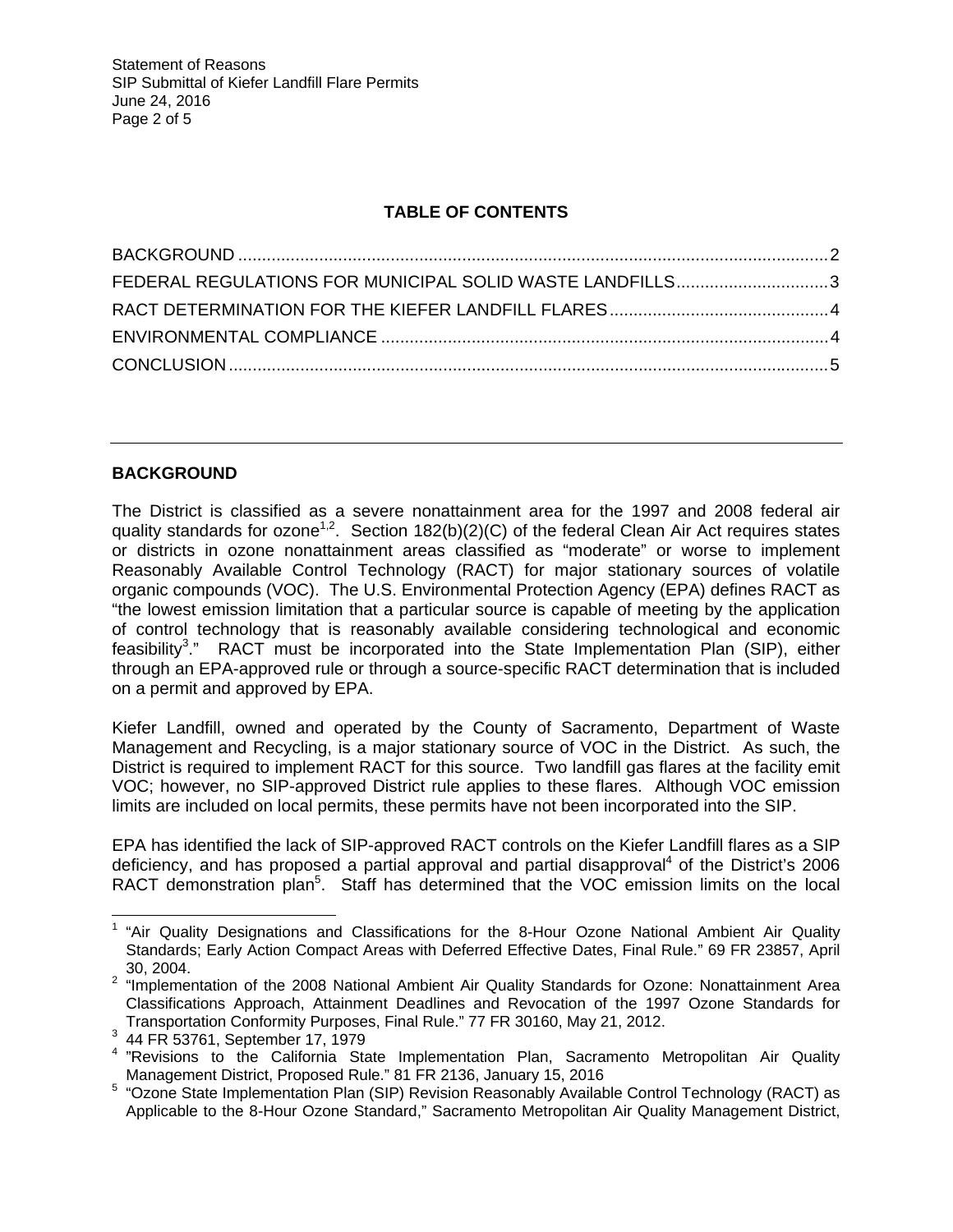**TABLE OF CONTENTS**

| | |
|---|---|
| BACKGROUND | 2 |
| FEDERAL REGULATIONS FOR MUNICIPAL SOLID WASTE LANDFILLS | 3 |
| RACT DETERMINATION FOR THE KIEFER LANDFILL FLARES | 4 |
| ENVIRONMENTAL COMPLIANCE | 4 |
| CONCLUSION | 5 |

---

## BACKGROUND

The District is classified as a severe nonattainment area for the 1997 and 2008 federal air quality standards for ozone[1,2]. Section 182(b)(2)(C) of the federal Clean Air Act requires states or districts in ozone nonattainment areas classified as "moderate" or worse to implement Reasonably Available Control Technology (RACT) for major stationary sources of volatile organic compounds (VOC). The U.S. Environmental Protection Agency (EPA) defines RACT as "the lowest emission limitation that a particular source is capable of meeting by the application of control technology that is reasonably available considering technological and economic feasibility[3]." RACT must be incorporated into the State Implementation Plan (SIP), either through an EPA-approved rule or through a source-specific RACT determination that is included on a permit and approved by EPA.

Kiefer Landfill, owned and operated by the County of Sacramento, Department of Waste Management and Recycling, is a major stationary source of VOC in the District. As such, the District is required to implement RACT for this source. Two landfill gas flares at the facility emit VOC; however, no SIP-approved District rule applies to these flares. Although VOC emission limits are included on local permits, these permits have not been incorporated into the SIP.

EPA has identified the lack of SIP-approved RACT controls on the Kiefer Landfill flares as a SIP deficiency, and has proposed a partial approval and partial disapproval[4] of the District's 2006 RACT demonstration plan[5]. Staff has determined that the VOC emission limits on the local

---

[1] "Air Quality Designations and Classifications for the 8-Hour Ozone National Ambient Air Quality Standards; Early Action Compact Areas with Deferred Effective Dates, Final Rule." 69 FR 23857, April 30, 2004.

[2] "Implementation of the 2008 National Ambient Air Quality Standards for Ozone: Nonattainment Area Classifications Approach, Attainment Deadlines and Revocation of the 1997 Ozone Standards for Transportation Conformity Purposes, Final Rule." 77 FR 30160, May 21, 2012.

[3] 44 FR 53761, September 17, 1979

[4] "Revisions to the California State Implementation Plan, Sacramento Metropolitan Air Quality Management District, Proposed Rule." 81 FR 2136, January 15, 2016

[5] "Ozone State Implementation Plan (SIP) Revision Reasonably Available Control Technology (RACT) as Applicable to the 8-Hour Ozone Standard," Sacramento Metropolitan Air Quality Management District,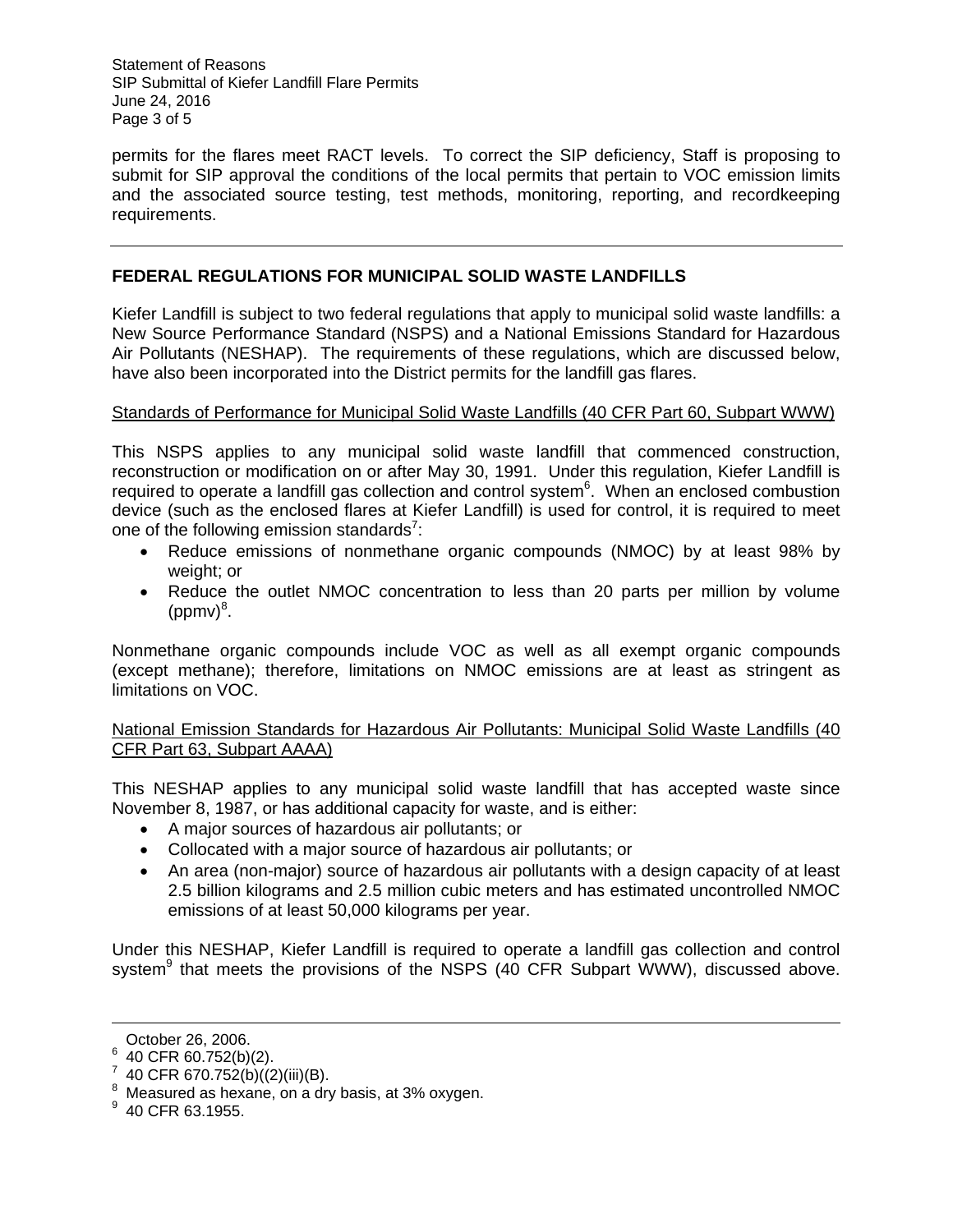permits for the flares meet RACT levels. To correct the SIP deficiency, Staff is proposing to submit for SIP approval the conditions of the local permits that pertain to VOC emission limits and the associated source testing, test methods, monitoring, reporting, and recordkeeping requirements.

---

## FEDERAL REGULATIONS FOR MUNICIPAL SOLID WASTE LANDFILLS

Kiefer Landfill is subject to two federal regulations that apply to municipal solid waste landfills: a New Source Performance Standard (NSPS) and a National Emissions Standard for Hazardous Air Pollutants (NESHAP). The requirements of these regulations, which are discussed below, have also been incorporated into the District permits for the landfill gas flares.

### Standards of Performance for Municipal Solid Waste Landfills (40 CFR Part 60, Subpart WWW)

This NSPS applies to any municipal solid waste landfill that commenced construction, reconstruction or modification on or after May 30, 1991. Under this regulation, Kiefer Landfill is required to operate a landfill gas collection and control system[6]. When an enclosed combustion device (such as the enclosed flares at Kiefer Landfill) is used for control, it is required to meet one of the following emission standards[7]:

- Reduce emissions of nonmethane organic compounds (NMOC) by at least 98% by weight; or
- Reduce the outlet NMOC concentration to less than 20 parts per million by volume (ppmv)[8].

Nonmethane organic compounds include VOC as well as all exempt organic compounds (except methane); therefore, limitations on NMOC emissions are at least as stringent as limitations on VOC.

### National Emission Standards for Hazardous Air Pollutants: Municipal Solid Waste Landfills (40 CFR Part 63, Subpart AAAA)

This NESHAP applies to any municipal solid waste landfill that has accepted waste since November 8, 1987, or has additional capacity for waste, and is either:

- A major sources of hazardous air pollutants; or
- Collocated with a major source of hazardous air pollutants; or
- An area (non-major) source of hazardous air pollutants with a design capacity of at least 2.5 billion kilograms and 2.5 million cubic meters and has estimated uncontrolled NMOC emissions of at least 50,000 kilograms per year.

Under this NESHAP, Kiefer Landfill is required to operate a landfill gas collection and control system[9] that meets the provisions of the NSPS (40 CFR Subpart WWW), discussed above.

---

October 26, 2006.

[6] 40 CFR 60.752(b)(2).

[7] 40 CFR 670.752(b)((2)(iii)(B).

[8] Measured as hexane, on a dry basis, at 3% oxygen.

[9] 40 CFR 63.1955.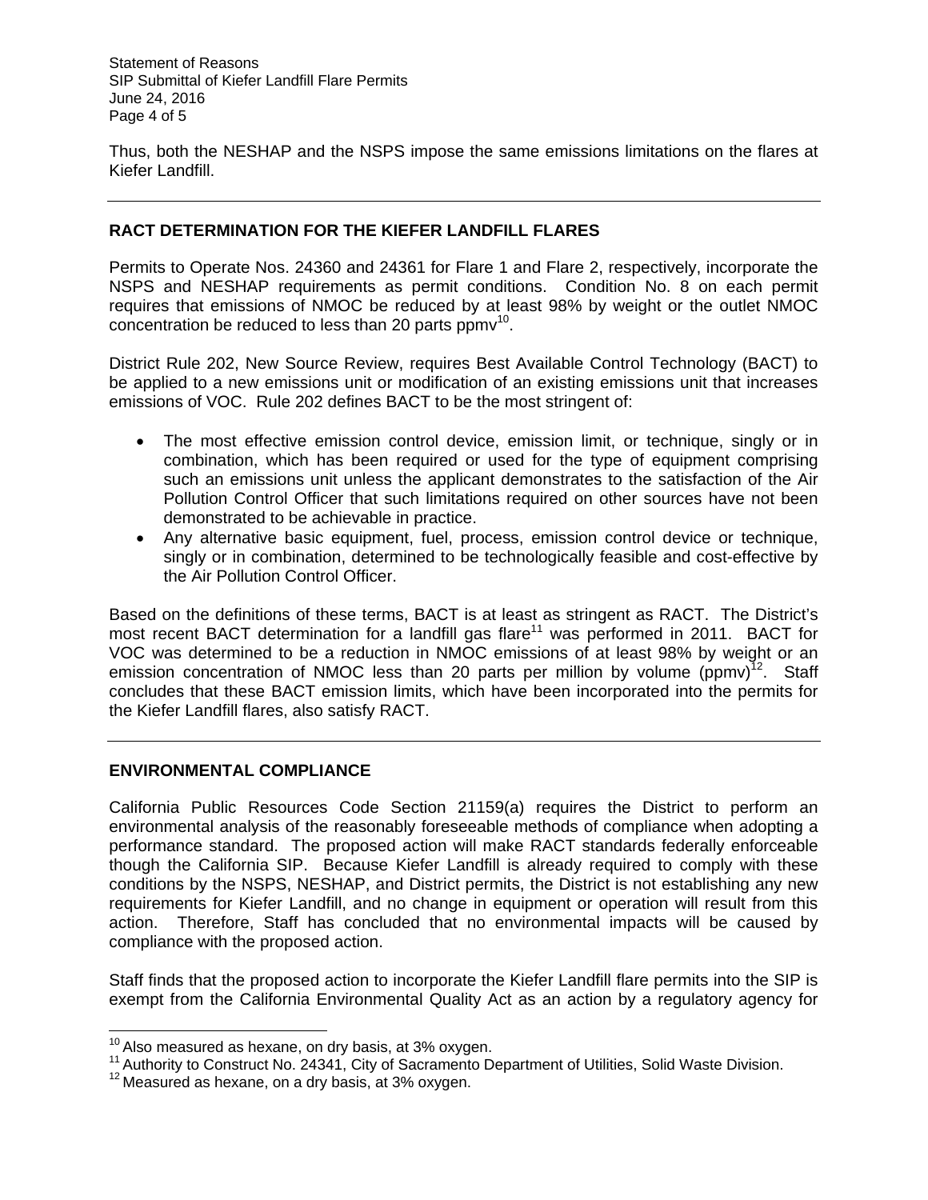Thus, both the NESHAP and the NSPS impose the same emissions limitations on the flares at Kiefer Landfill.

---

## RACT DETERMINATION FOR THE KIEFER LANDFILL FLARES

Permits to Operate Nos. 24360 and 24361 for Flare 1 and Flare 2, respectively, incorporate the NSPS and NESHAP requirements as permit conditions. Condition No. 8 on each permit requires that emissions of NMOC be reduced by at least 98% by weight or the outlet NMOC concentration be reduced to less than 20 parts ppmv[10].

District Rule 202, New Source Review, requires Best Available Control Technology (BACT) to be applied to a new emissions unit or modification of an existing emissions unit that increases emissions of VOC. Rule 202 defines BACT to be the most stringent of:

- The most effective emission control device, emission limit, or technique, singly or in combination, which has been required or used for the type of equipment comprising such an emissions unit unless the applicant demonstrates to the satisfaction of the Air Pollution Control Officer that such limitations required on other sources have not been demonstrated to be achievable in practice.
- Any alternative basic equipment, fuel, process, emission control device or technique, singly or in combination, determined to be technologically feasible and cost-effective by the Air Pollution Control Officer.

Based on the definitions of these terms, BACT is at least as stringent as RACT. The District's most recent BACT determination for a landfill gas flare[11] was performed in 2011. BACT for VOC was determined to be a reduction in NMOC emissions of at least 98% by weight or an emission concentration of NMOC less than 20 parts per million by volume (ppmv)[12]. Staff concludes that these BACT emission limits, which have been incorporated into the permits for the Kiefer Landfill flares, also satisfy RACT.

---

## ENVIRONMENTAL COMPLIANCE

California Public Resources Code Section 21159(a) requires the District to perform an environmental analysis of the reasonably foreseeable methods of compliance when adopting a performance standard. The proposed action will make RACT standards federally enforceable though the California SIP. Because Kiefer Landfill is already required to comply with these conditions by the NSPS, NESHAP, and District permits, the District is not establishing any new requirements for Kiefer Landfill, and no change in equipment or operation will result from this action. Therefore, Staff has concluded that no environmental impacts will be caused by compliance with the proposed action.

Staff finds that the proposed action to incorporate the Kiefer Landfill flare permits into the SIP is exempt from the California Environmental Quality Act as an action by a regulatory agency for

---

[10] Also measured as hexane, on dry basis, at 3% oxygen.

[11] Authority to Construct No. 24341, City of Sacramento Department of Utilities, Solid Waste Division.

[12] Measured as hexane, on a dry basis, at 3% oxygen.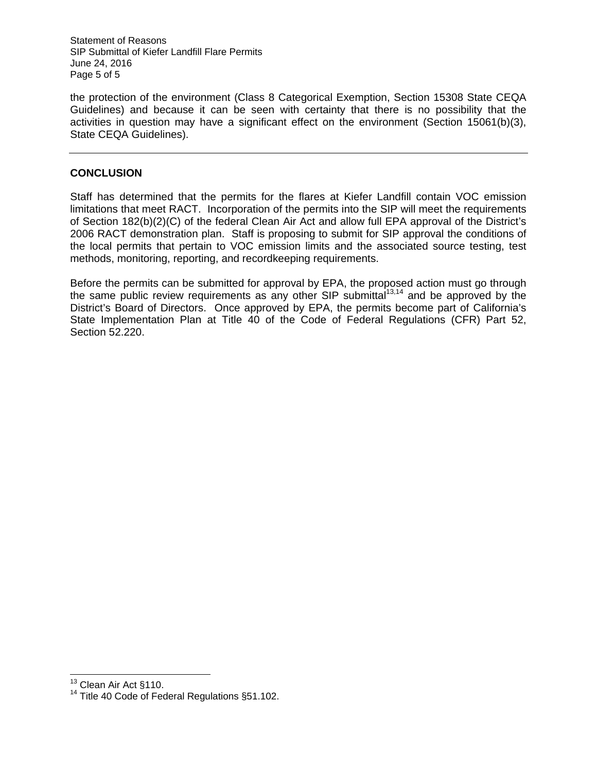the protection of the environment (Class 8 Categorical Exemption, Section 15308 State CEQA Guidelines) and because it can be seen with certainty that there is no possibility that the activities in question may have a significant effect on the environment (Section 15061(b)(3), State CEQA Guidelines).

---

## CONCLUSION

Staff has determined that the permits for the flares at Kiefer Landfill contain VOC emission limitations that meet RACT. Incorporation of the permits into the SIP will meet the requirements of Section 182(b)(2)(C) of the federal Clean Air Act and allow full EPA approval of the District's 2006 RACT demonstration plan. Staff is proposing to submit for SIP approval the conditions of the local permits that pertain to VOC emission limits and the associated source testing, test methods, monitoring, reporting, and recordkeeping requirements.

Before the permits can be submitted for approval by EPA, the proposed action must go through the same public review requirements as any other SIP submittal[13,14] and be approved by the District's Board of Directors. Once approved by EPA, the permits become part of California's State Implementation Plan at Title 40 of the Code of Federal Regulations (CFR) Part 52, Section 52.220.

---

[13] Clean Air Act §110.

[14] Title 40 Code of Federal Regulations §51.102.